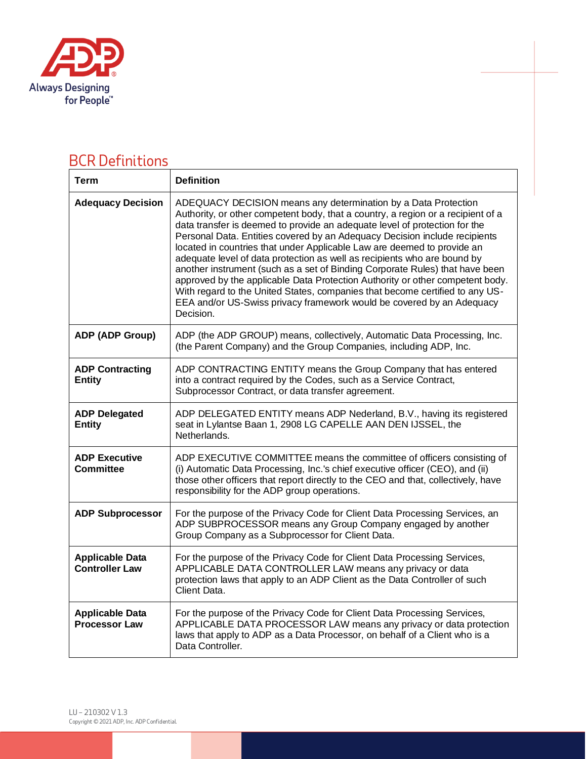# BCR Definitions

| Term | Definition |
|---|---|
| **Adequacy Decision** | ADEQUACY DECISION means any determination by a Data Protection Authority, or other competent body, that a country, a region or a recipient of a data transfer is deemed to provide an adequate level of protection for the Personal Data. Entities covered by an Adequacy Decision include recipients located in countries that under Applicable Law are deemed to provide an adequate level of data protection as well as recipients who are bound by another instrument (such as a set of Binding Corporate Rules) that have been approved by the applicable Data Protection Authority or other competent body. With regard to the United States, companies that become certified to any US-EEA and/or US-Swiss privacy framework would be covered by an Adequacy Decision. |
| **ADP (ADP Group)** | ADP (the ADP GROUP) means, collectively, Automatic Data Processing, Inc. (the Parent Company) and the Group Companies, including ADP, Inc. |
| **ADP Contracting Entity** | ADP CONTRACTING ENTITY means the Group Company that has entered into a contract required by the Codes, such as a Service Contract, Subprocessor Contract, or data transfer agreement. |
| **ADP Delegated Entity** | ADP DELEGATED ENTITY means ADP Nederland, B.V., having its registered seat in Lylantse Baan 1, 2908 LG CAPELLE AAN DEN IJSSEL, the Netherlands. |
| **ADP Executive Committee** | ADP EXECUTIVE COMMITTEE means the committee of officers consisting of (i) Automatic Data Processing, Inc.'s chief executive officer (CEO), and (ii) those other officers that report directly to the CEO and that, collectively, have responsibility for the ADP group operations. |
| **ADP Subprocessor** | For the purpose of the Privacy Code for Client Data Processing Services, an ADP SUBPROCESSOR means any Group Company engaged by another Group Company as a Subprocessor for Client Data. |
| **Applicable Data Controller Law** | For the purpose of the Privacy Code for Client Data Processing Services, APPLICABLE DATA CONTROLLER LAW means any privacy or data protection laws that apply to an ADP Client as the Data Controller of such Client Data. |
| **Applicable Data Processor Law** | For the purpose of the Privacy Code for Client Data Processing Services, APPLICABLE DATA PROCESSOR LAW means any privacy or data protection laws that apply to ADP as a Data Processor, on behalf of a Client who is a Data Controller. |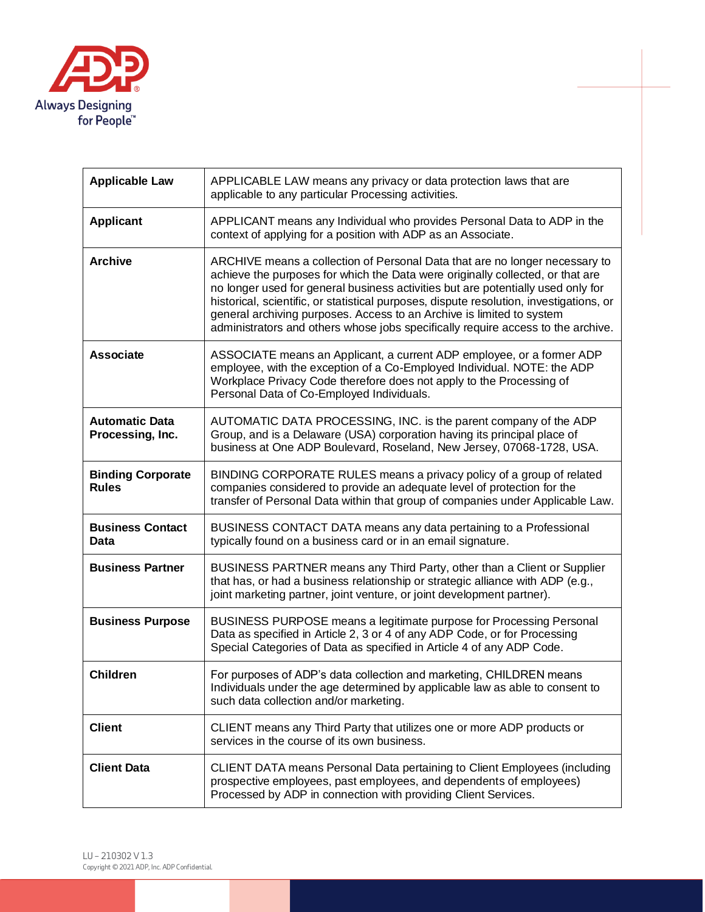| Term | Definition |
| --- | --- |
| **Applicable Law** | APPLICABLE LAW means any privacy or data protection laws that are applicable to any particular Processing activities. |
| **Applicant** | APPLICANT means any Individual who provides Personal Data to ADP in the context of applying for a position with ADP as an Associate. |
| **Archive** | ARCHIVE means a collection of Personal Data that are no longer necessary to achieve the purposes for which the Data were originally collected, or that are no longer used for general business activities but are potentially used only for historical, scientific, or statistical purposes, dispute resolution, investigations, or general archiving purposes. Access to an Archive is limited to system administrators and others whose jobs specifically require access to the archive. |
| **Associate** | ASSOCIATE means an Applicant, a current ADP employee, or a former ADP employee, with the exception of a Co-Employed Individual. NOTE: the ADP Workplace Privacy Code therefore does not apply to the Processing of Personal Data of Co-Employed Individuals. |
| **Automatic Data Processing, Inc.** | AUTOMATIC DATA PROCESSING, INC. is the parent company of the ADP Group, and is a Delaware (USA) corporation having its principal place of business at One ADP Boulevard, Roseland, New Jersey, 07068-1728, USA. |
| **Binding Corporate Rules** | BINDING CORPORATE RULES means a privacy policy of a group of related companies considered to provide an adequate level of protection for the transfer of Personal Data within that group of companies under Applicable Law. |
| **Business Contact Data** | BUSINESS CONTACT DATA means any data pertaining to a Professional typically found on a business card or in an email signature. |
| **Business Partner** | BUSINESS PARTNER means any Third Party, other than a Client or Supplier that has, or had a business relationship or strategic alliance with ADP (e.g., joint marketing partner, joint venture, or joint development partner). |
| **Business Purpose** | BUSINESS PURPOSE means a legitimate purpose for Processing Personal Data as specified in Article 2, 3 or 4 of any ADP Code, or for Processing Special Categories of Data as specified in Article 4 of any ADP Code. |
| **Children** | For purposes of ADP's data collection and marketing, CHILDREN means Individuals under the age determined by applicable law as able to consent to such data collection and/or marketing. |
| **Client** | CLIENT means any Third Party that utilizes one or more ADP products or services in the course of its own business. |
| **Client Data** | CLIENT DATA means Personal Data pertaining to Client Employees (including prospective employees, past employees, and dependents of employees) Processed by ADP in connection with providing Client Services. |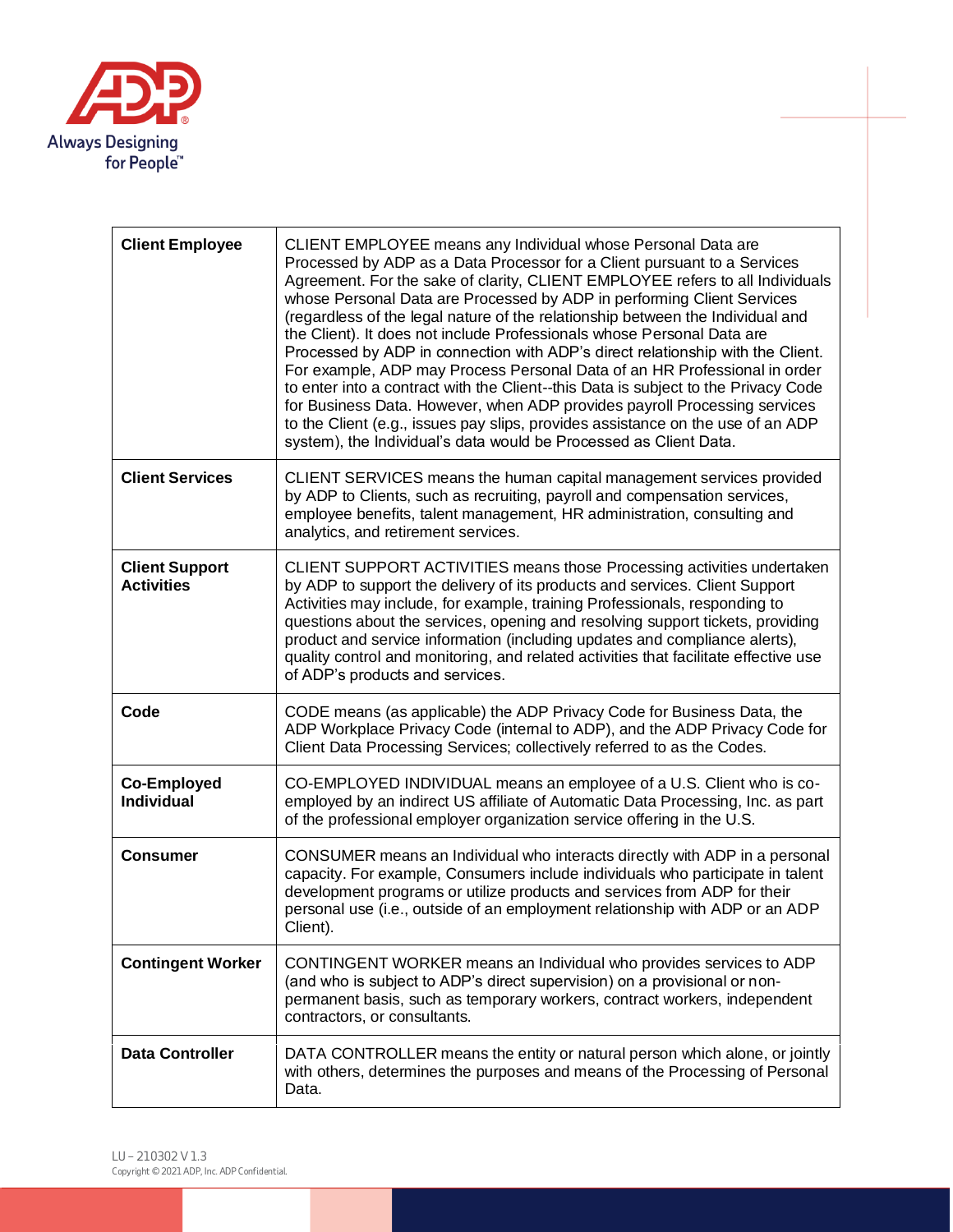| | |
|---|---|
| **Client Employee** | CLIENT EMPLOYEE means any Individual whose Personal Data are Processed by ADP as a Data Processor for a Client pursuant to a Services Agreement. For the sake of clarity, CLIENT EMPLOYEE refers to all Individuals whose Personal Data are Processed by ADP in performing Client Services (regardless of the legal nature of the relationship between the Individual and the Client). It does not include Professionals whose Personal Data are Processed by ADP in connection with ADP's direct relationship with the Client. For example, ADP may Process Personal Data of an HR Professional in order to enter into a contract with the Client--this Data is subject to the Privacy Code for Business Data. However, when ADP provides payroll Processing services to the Client (e.g., issues pay slips, provides assistance on the use of an ADP system), the Individual's data would be Processed as Client Data. |
| **Client Services** | CLIENT SERVICES means the human capital management services provided by ADP to Clients, such as recruiting, payroll and compensation services, employee benefits, talent management, HR administration, consulting and analytics, and retirement services. |
| **Client Support Activities** | CLIENT SUPPORT ACTIVITIES means those Processing activities undertaken by ADP to support the delivery of its products and services. Client Support Activities may include, for example, training Professionals, responding to questions about the services, opening and resolving support tickets, providing product and service information (including updates and compliance alerts), quality control and monitoring, and related activities that facilitate effective use of ADP's products and services. |
| **Code** | CODE means (as applicable) the ADP Privacy Code for Business Data, the ADP Workplace Privacy Code (internal to ADP), and the ADP Privacy Code for Client Data Processing Services; collectively referred to as the Codes. |
| **Co-Employed Individual** | CO-EMPLOYED INDIVIDUAL means an employee of a U.S. Client who is co-employed by an indirect US affiliate of Automatic Data Processing, Inc. as part of the professional employer organization service offering in the U.S. |
| **Consumer** | CONSUMER means an Individual who interacts directly with ADP in a personal capacity. For example, Consumers include individuals who participate in talent development programs or utilize products and services from ADP for their personal use (i.e., outside of an employment relationship with ADP or an ADP Client). |
| **Contingent Worker** | CONTINGENT WORKER means an Individual who provides services to ADP (and who is subject to ADP's direct supervision) on a provisional or non-permanent basis, such as temporary workers, contract workers, independent contractors, or consultants. |
| **Data Controller** | DATA CONTROLLER means the entity or natural person which alone, or jointly with others, determines the purposes and means of the Processing of Personal Data. |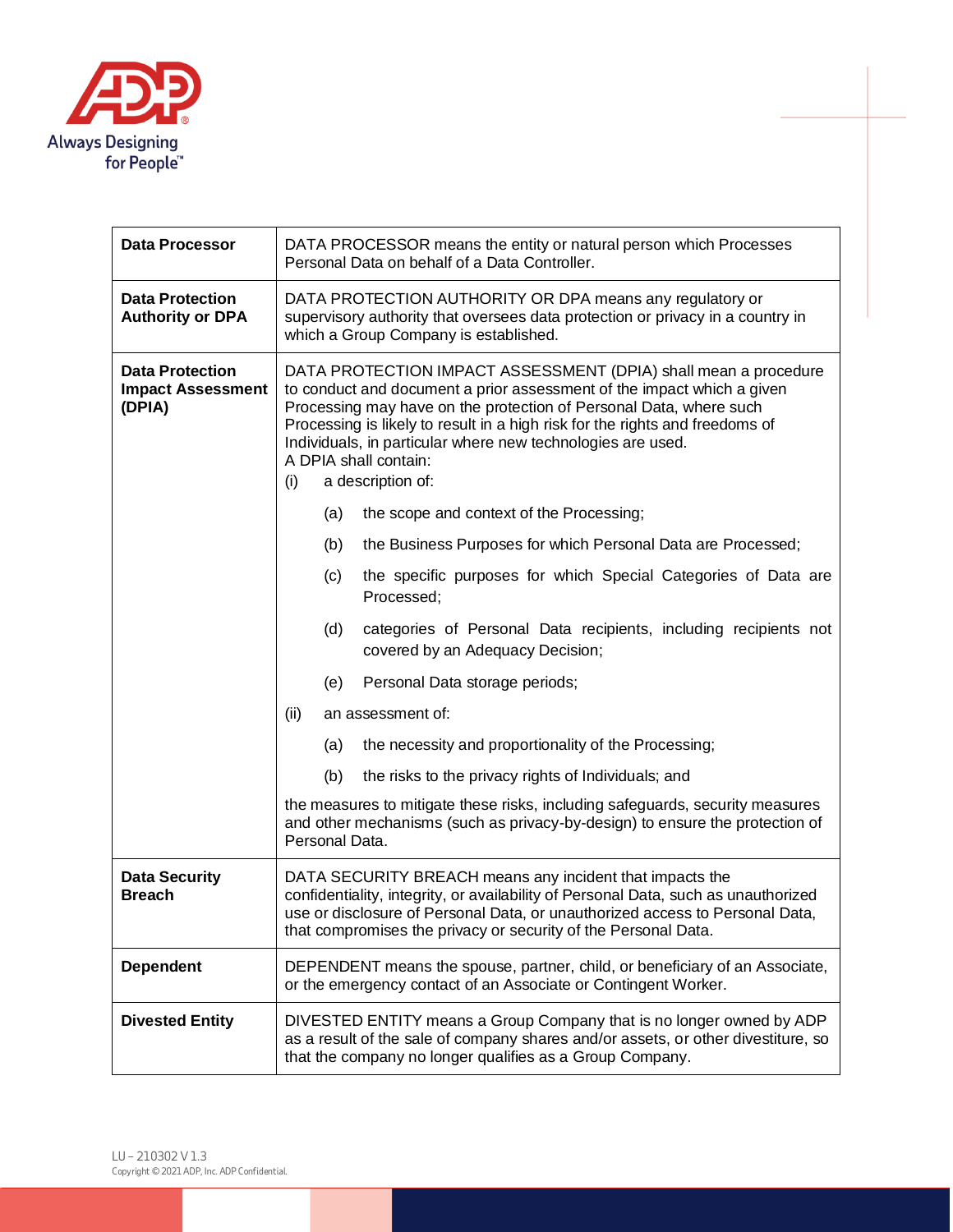| | |
|---|---|
| **Data Processor** | DATA PROCESSOR means the entity or natural person which Processes Personal Data on behalf of a Data Controller. |
| **Data Protection Authority or DPA** | DATA PROTECTION AUTHORITY OR DPA means any regulatory or supervisory authority that oversees data protection or privacy in a country in which a Group Company is established. |
| **Data Protection Impact Assessment (DPIA)** | DATA PROTECTION IMPACT ASSESSMENT (DPIA) shall mean a procedure to conduct and document a prior assessment of the impact which a given Processing may have on the protection of Personal Data, where such Processing is likely to result in a high risk for the rights and freedoms of Individuals, in particular where new technologies are used.<br>A DPIA shall contain:<br>(i) a description of:<br>(a) the scope and context of the Processing;<br>(b) the Business Purposes for which Personal Data are Processed;<br>(c) the specific purposes for which Special Categories of Data are Processed;<br>(d) categories of Personal Data recipients, including recipients not covered by an Adequacy Decision;<br>(e) Personal Data storage periods;<br>(ii) an assessment of:<br>(a) the necessity and proportionality of the Processing;<br>(b) the risks to the privacy rights of Individuals; and<br>the measures to mitigate these risks, including safeguards, security measures and other mechanisms (such as privacy-by-design) to ensure the protection of Personal Data. |
| **Data Security Breach** | DATA SECURITY BREACH means any incident that impacts the confidentiality, integrity, or availability of Personal Data, such as unauthorized use or disclosure of Personal Data, or unauthorized access to Personal Data, that compromises the privacy or security of the Personal Data. |
| **Dependent** | DEPENDENT means the spouse, partner, child, or beneficiary of an Associate, or the emergency contact of an Associate or Contingent Worker. |
| **Divested Entity** | DIVESTED ENTITY means a Group Company that is no longer owned by ADP as a result of the sale of company shares and/or assets, or other divestiture, so that the company no longer qualifies as a Group Company. |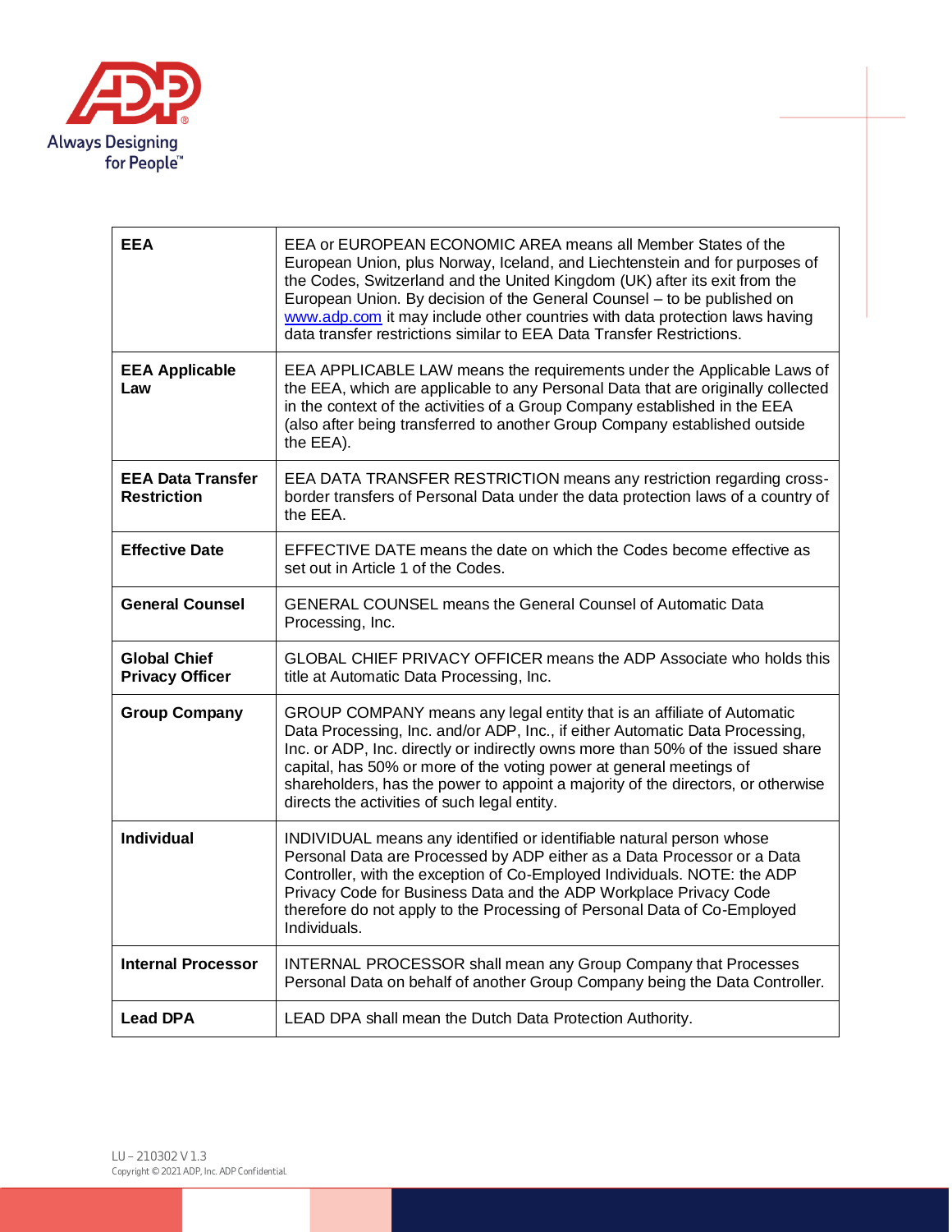| | |
|---|---|
| **EEA** | EEA or EUROPEAN ECONOMIC AREA means all Member States of the European Union, plus Norway, Iceland, and Liechtenstein and for purposes of the Codes, Switzerland and the United Kingdom (UK) after its exit from the European Union. By decision of the General Counsel – to be published on [www.adp.com](http://www.adp.com) it may include other countries with data protection laws having data transfer restrictions similar to EEA Data Transfer Restrictions. |
| **EEA Applicable Law** | EEA APPLICABLE LAW means the requirements under the Applicable Laws of the EEA, which are applicable to any Personal Data that are originally collected in the context of the activities of a Group Company established in the EEA (also after being transferred to another Group Company established outside the EEA). |
| **EEA Data Transfer Restriction** | EEA DATA TRANSFER RESTRICTION means any restriction regarding cross-border transfers of Personal Data under the data protection laws of a country of the EEA. |
| **Effective Date** | EFFECTIVE DATE means the date on which the Codes become effective as set out in Article 1 of the Codes. |
| **General Counsel** | GENERAL COUNSEL means the General Counsel of Automatic Data Processing, Inc. |
| **Global Chief Privacy Officer** | GLOBAL CHIEF PRIVACY OFFICER means the ADP Associate who holds this title at Automatic Data Processing, Inc. |
| **Group Company** | GROUP COMPANY means any legal entity that is an affiliate of Automatic Data Processing, Inc. and/or ADP, Inc., if either Automatic Data Processing, Inc. or ADP, Inc. directly or indirectly owns more than 50% of the issued share capital, has 50% or more of the voting power at general meetings of shareholders, has the power to appoint a majority of the directors, or otherwise directs the activities of such legal entity. |
| **Individual** | INDIVIDUAL means any identified or identifiable natural person whose Personal Data are Processed by ADP either as a Data Processor or a Data Controller, with the exception of Co-Employed Individuals. NOTE: the ADP Privacy Code for Business Data and the ADP Workplace Privacy Code therefore do not apply to the Processing of Personal Data of Co-Employed Individuals. |
| **Internal Processor** | INTERNAL PROCESSOR shall mean any Group Company that Processes Personal Data on behalf of another Group Company being the Data Controller. |
| **Lead DPA** | LEAD DPA shall mean the Dutch Data Protection Authority. |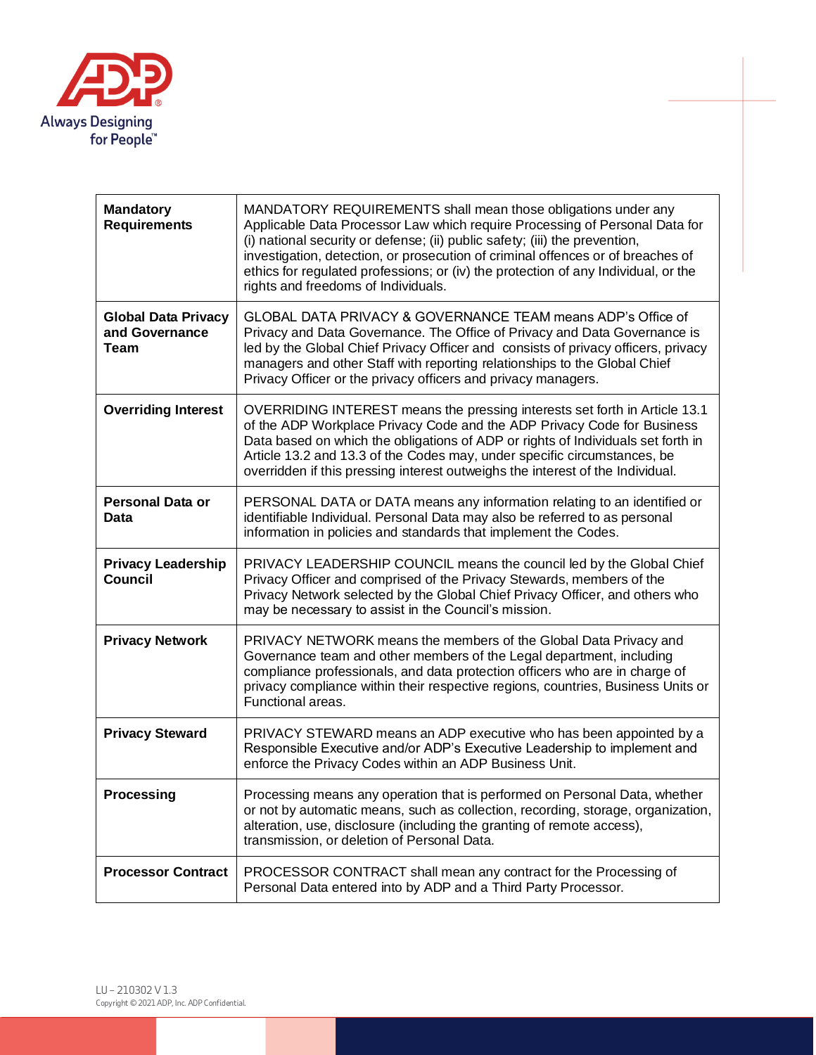| | |
|---|---|
| **Mandatory Requirements** | MANDATORY REQUIREMENTS shall mean those obligations under any Applicable Data Processor Law which require Processing of Personal Data for (i) national security or defense; (ii) public safety; (iii) the prevention, investigation, detection, or prosecution of criminal offences or of breaches of ethics for regulated professions; or (iv) the protection of any Individual, or the rights and freedoms of Individuals. |
| **Global Data Privacy and Governance Team** | GLOBAL DATA PRIVACY & GOVERNANCE TEAM means ADP's Office of Privacy and Data Governance. The Office of Privacy and Data Governance is led by the Global Chief Privacy Officer and consists of privacy officers, privacy managers and other Staff with reporting relationships to the Global Chief Privacy Officer or the privacy officers and privacy managers. |
| **Overriding Interest** | OVERRIDING INTEREST means the pressing interests set forth in Article 13.1 of the ADP Workplace Privacy Code and the ADP Privacy Code for Business Data based on which the obligations of ADP or rights of Individuals set forth in Article 13.2 and 13.3 of the Codes may, under specific circumstances, be overridden if this pressing interest outweighs the interest of the Individual. |
| **Personal Data or Data** | PERSONAL DATA or DATA means any information relating to an identified or identifiable Individual. Personal Data may also be referred to as personal information in policies and standards that implement the Codes. |
| **Privacy Leadership Council** | PRIVACY LEADERSHIP COUNCIL means the council led by the Global Chief Privacy Officer and comprised of the Privacy Stewards, members of the Privacy Network selected by the Global Chief Privacy Officer, and others who may be necessary to assist in the Council's mission. |
| **Privacy Network** | PRIVACY NETWORK means the members of the Global Data Privacy and Governance team and other members of the Legal department, including compliance professionals, and data protection officers who are in charge of privacy compliance within their respective regions, countries, Business Units or Functional areas. |
| **Privacy Steward** | PRIVACY STEWARD means an ADP executive who has been appointed by a Responsible Executive and/or ADP's Executive Leadership to implement and enforce the Privacy Codes within an ADP Business Unit. |
| **Processing** | Processing means any operation that is performed on Personal Data, whether or not by automatic means, such as collection, recording, storage, organization, alteration, use, disclosure (including the granting of remote access), transmission, or deletion of Personal Data. |
| **Processor Contract** | PROCESSOR CONTRACT shall mean any contract for the Processing of Personal Data entered into by ADP and a Third Party Processor. |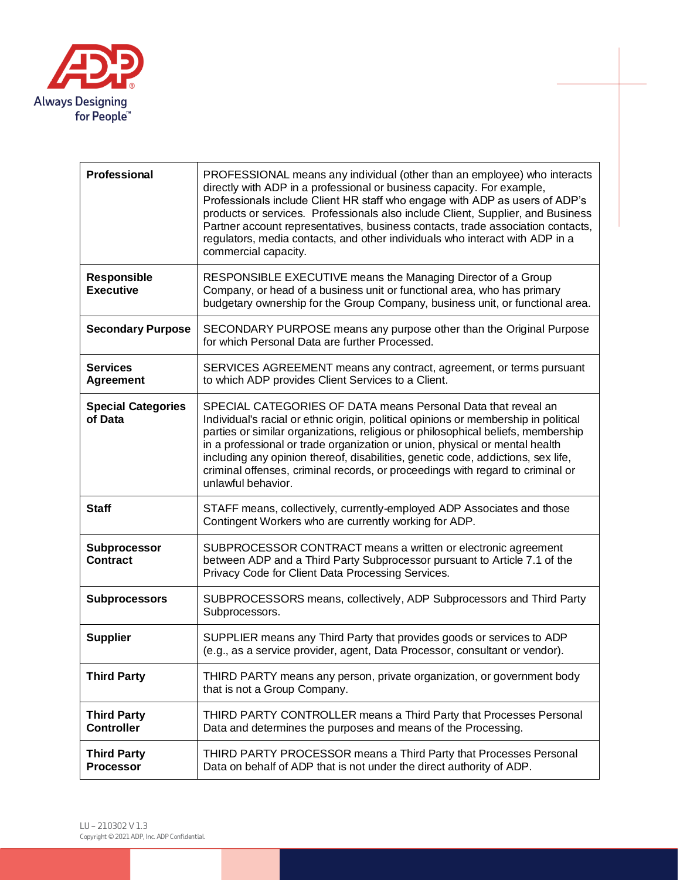| | |
|---|---|
| **Professional** | PROFESSIONAL means any individual (other than an employee) who interacts directly with ADP in a professional or business capacity. For example, Professionals include Client HR staff who engage with ADP as users of ADP's products or services. Professionals also include Client, Supplier, and Business Partner account representatives, business contacts, trade association contacts, regulators, media contacts, and other individuals who interact with ADP in a commercial capacity. |
| **Responsible Executive** | RESPONSIBLE EXECUTIVE means the Managing Director of a Group Company, or head of a business unit or functional area, who has primary budgetary ownership for the Group Company, business unit, or functional area. |
| **Secondary Purpose** | SECONDARY PURPOSE means any purpose other than the Original Purpose for which Personal Data are further Processed. |
| **Services Agreement** | SERVICES AGREEMENT means any contract, agreement, or terms pursuant to which ADP provides Client Services to a Client. |
| **Special Categories of Data** | SPECIAL CATEGORIES OF DATA means Personal Data that reveal an Individual's racial or ethnic origin, political opinions or membership in political parties or similar organizations, religious or philosophical beliefs, membership in a professional or trade organization or union, physical or mental health including any opinion thereof, disabilities, genetic code, addictions, sex life, criminal offenses, criminal records, or proceedings with regard to criminal or unlawful behavior. |
| **Staff** | STAFF means, collectively, currently-employed ADP Associates and those Contingent Workers who are currently working for ADP. |
| **Subprocessor Contract** | SUBPROCESSOR CONTRACT means a written or electronic agreement between ADP and a Third Party Subprocessor pursuant to Article 7.1 of the Privacy Code for Client Data Processing Services. |
| **Subprocessors** | SUBPROCESSORS means, collectively, ADP Subprocessors and Third Party Subprocessors. |
| **Supplier** | SUPPLIER means any Third Party that provides goods or services to ADP (e.g., as a service provider, agent, Data Processor, consultant or vendor). |
| **Third Party** | THIRD PARTY means any person, private organization, or government body that is not a Group Company. |
| **Third Party Controller** | THIRD PARTY CONTROLLER means a Third Party that Processes Personal Data and determines the purposes and means of the Processing. |
| **Third Party Processor** | THIRD PARTY PROCESSOR means a Third Party that Processes Personal Data on behalf of ADP that is not under the direct authority of ADP. |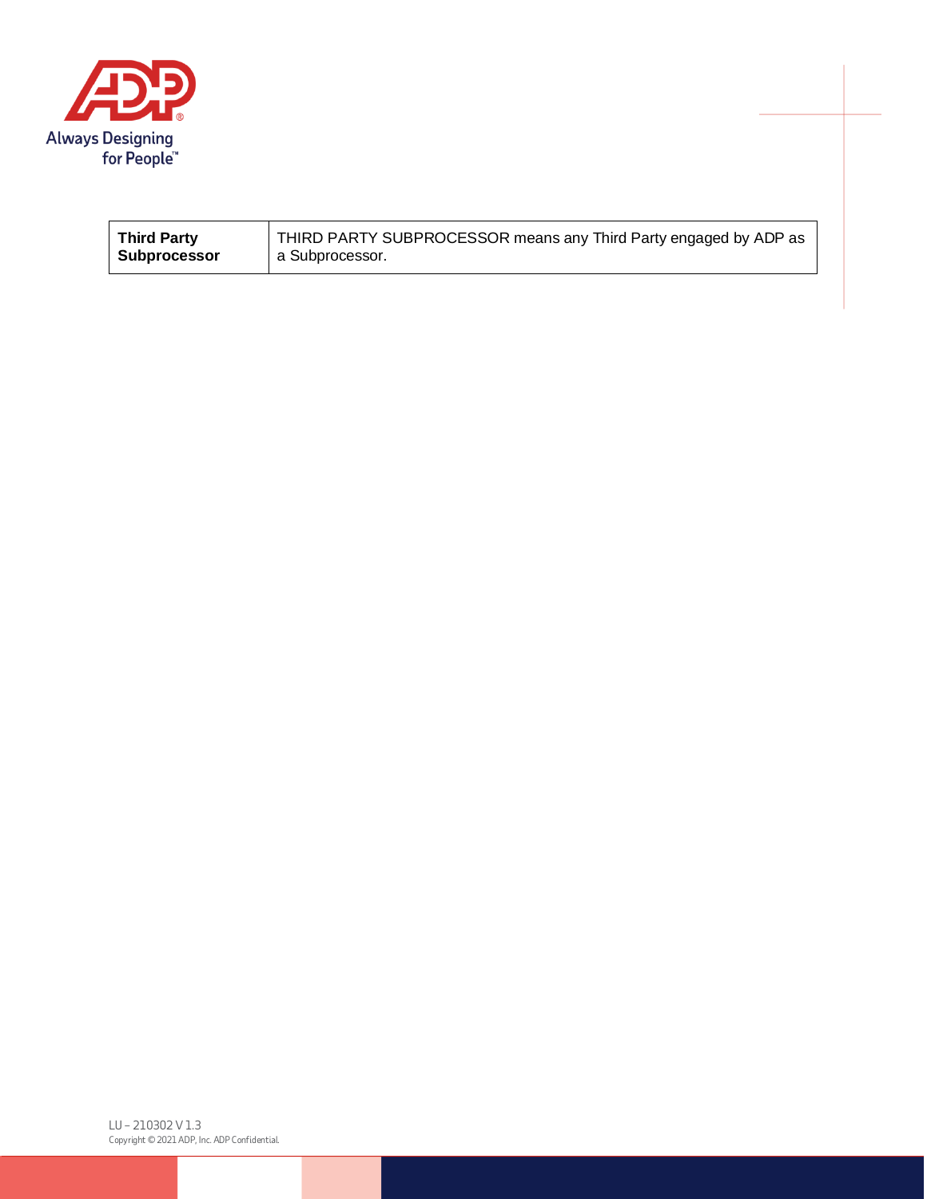| | |
|---|---|
| **Third Party Subprocessor** | THIRD PARTY SUBPROCESSOR means any Third Party engaged by ADP as a Subprocessor. |